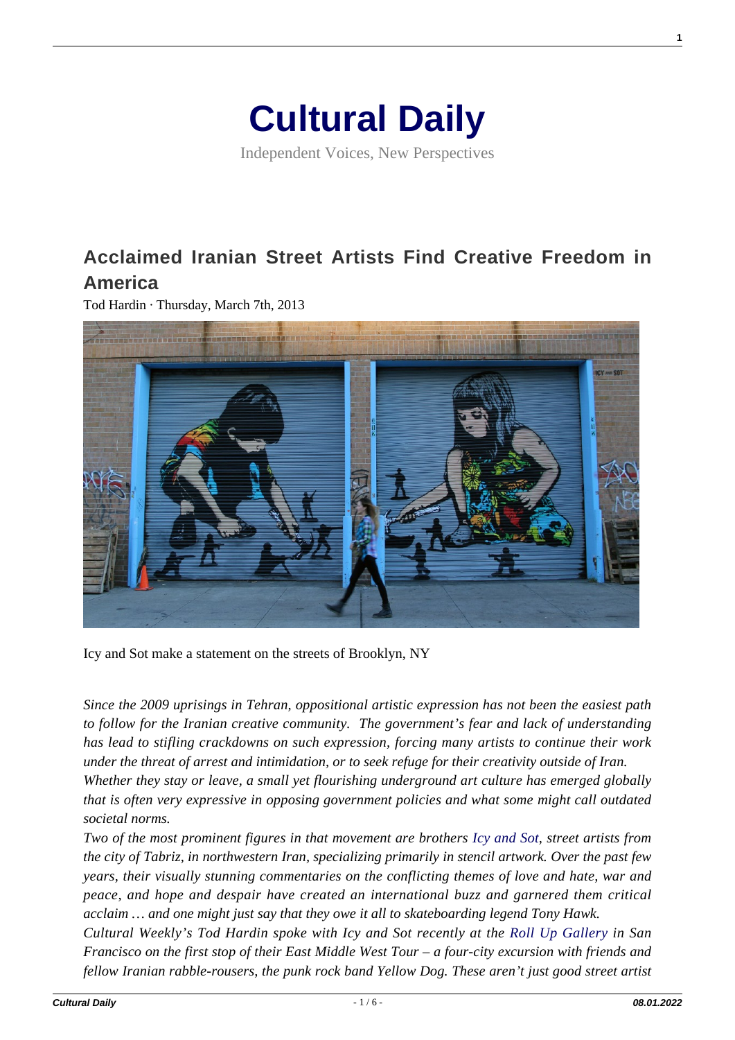# Cultural Daily

Independent Voices, New Perspectives

## Acclaimed Iranian Street Artists Find Creative Freedom in America

Tod Hardin · Thursday, March 7th, 2013

Icy and Sot make a statement on the streets of Brooklyn, NY

*Since the 2009 uprisings in Tehran, oppositional artistic expression has not been the easiest path to follow for the Iranian creative community. The government's fear and lack of understanding has lead to stifling crackdowns on such expression, forcing many artists to continue their work under the threat of arrest and intimidation, or to seek refuge for their creativity outside of Iran.*

*Whether they stay or leave, a small yet flourishing underground art culture has emerged globally that is often very expressive in opposing government policies and what some might call outdated societal norms.*

*Two of the most prominent figures in that movement are brothers Icy and Sot, street artists from the city of Tabriz, in northwestern Iran, specializing primarily in stencil artwork. Over the past few years, their visually stunning commentaries on the conflicting themes of love and hate, war and peace, and hope and despair have created an international buzz and garnered them critical acclaim … and one might just say that they owe it all to skateboarding legend Tony Hawk.*

*Cultural Weekly's Tod Hardin spoke with Icy and Sot recently at the Roll Up Gallery in San Francisco on the first stop of their East Middle West Tour – a four-city excursion with friends and fellow Iranian rabble-rousers, the punk rock band Yellow Dog. These aren't just good street artist*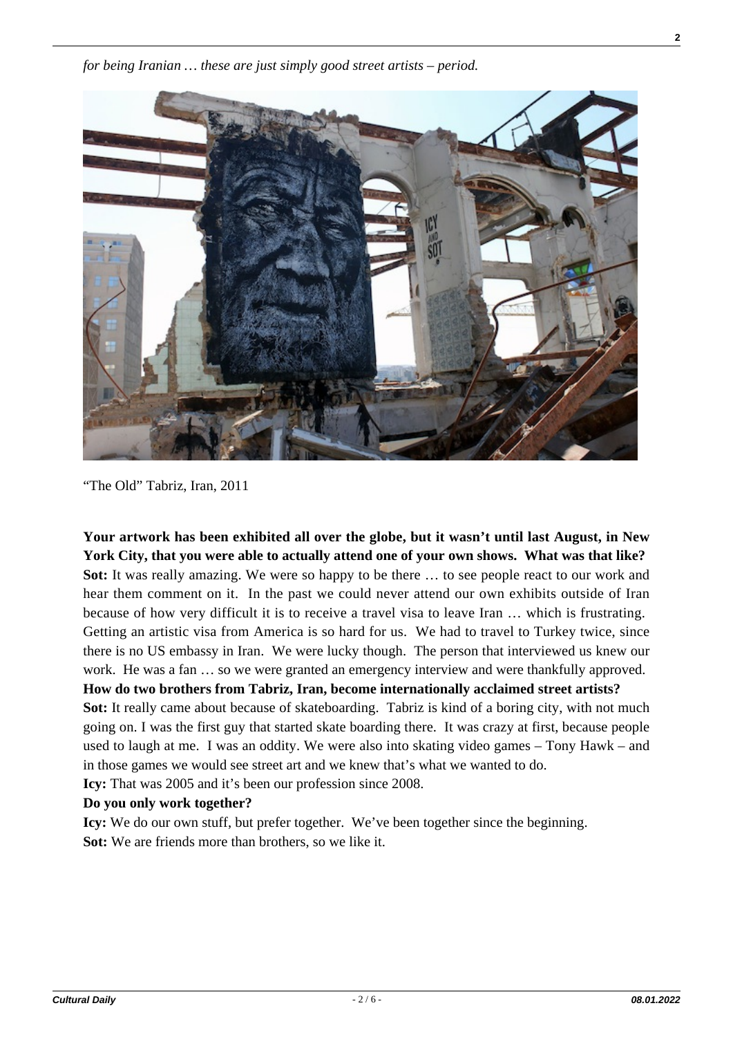*for being Iranian … these are just simply good street artists – period.*

"The Old" Tabriz, Iran, 2011

**Your artwork has been exhibited all over the globe, but it wasn't until last August, in New York City, that you were able to actually attend one of your own shows. What was that like?**

**Sot:** It was really amazing. We were so happy to be there … to see people react to our work and hear them comment on it. In the past we could never attend our own exhibits outside of Iran because of how very difficult it is to receive a travel visa to leave Iran … which is frustrating. Getting an artistic visa from America is so hard for us. We had to travel to Turkey twice, since there is no US embassy in Iran. We were lucky though. The person that interviewed us knew our work. He was a fan … so we were granted an emergency interview and were thankfully approved.

**How do two brothers from Tabriz, Iran, become internationally acclaimed street artists?**

**Sot:** It really came about because of skateboarding. Tabriz is kind of a boring city, with not much going on. I was the first guy that started skate boarding there. It was crazy at first, because people used to laugh at me. I was an oddity. We were also into skating video games – Tony Hawk – and in those games we would see street art and we knew that's what we wanted to do.

**Icy:** That was 2005 and it's been our profession since 2008.

**Do you only work together?**

**Icy:** We do our own stuff, but prefer together. We've been together since the beginning.

**Sot:** We are friends more than brothers, so we like it.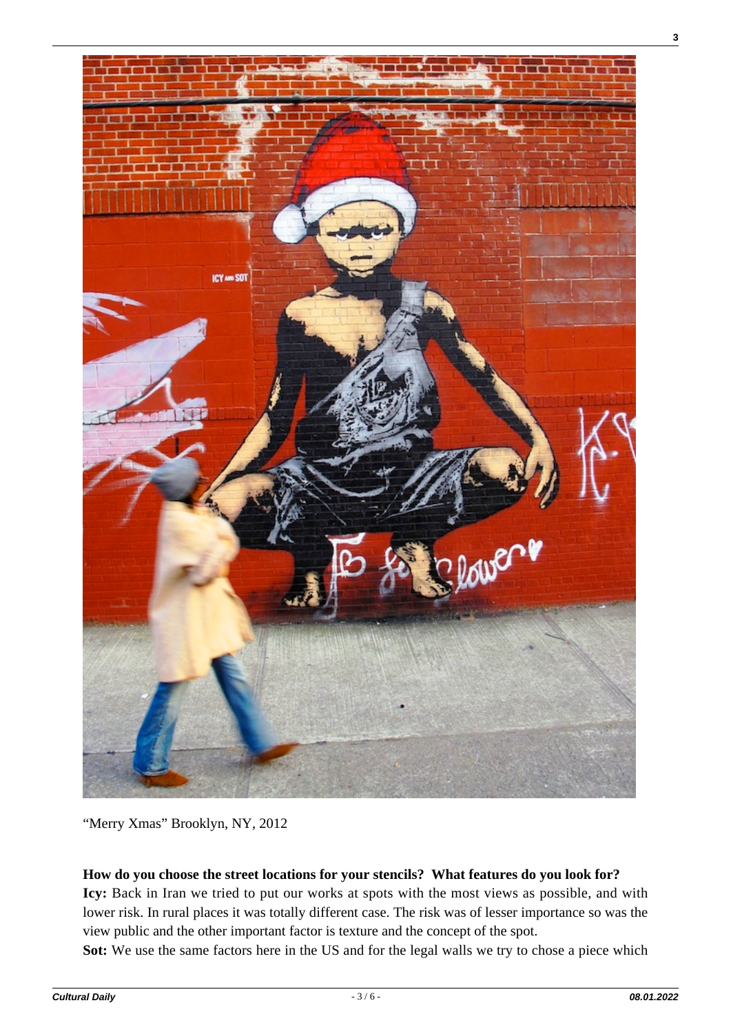"Merry Xmas" Brooklyn, NY, 2012

**How do you choose the street locations for your stencils? What features do you look for?**

**Icy:** Back in Iran we tried to put our works at spots with the most views as possible, and with lower risk. In rural places it was totally different case. The risk was of lesser importance so was the view public and the other important factor is texture and the concept of the spot.

**Sot:** We use the same factors here in the US and for the legal walls we try to chose a piece which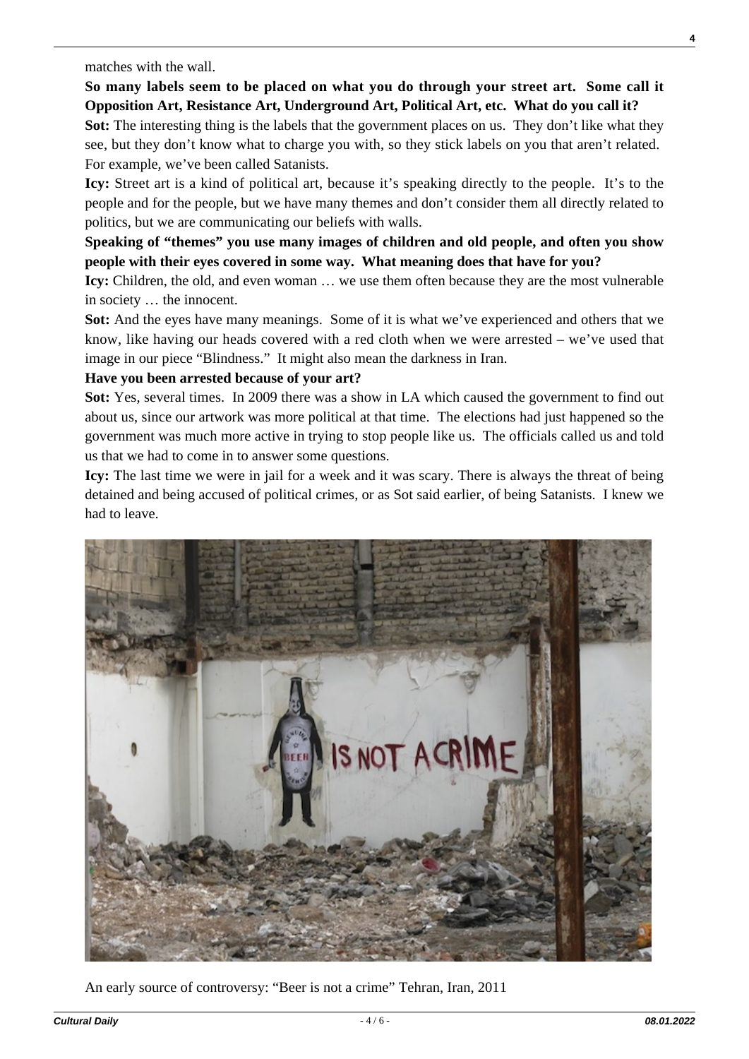matches with the wall.

**So many labels seem to be placed on what you do through your street art. Some call it Opposition Art, Resistance Art, Underground Art, Political Art, etc. What do you call it?**

**Sot:** The interesting thing is the labels that the government places on us. They don't like what they see, but they don't know what to charge you with, so they stick labels on you that aren't related. For example, we've been called Satanists.

**Icy:** Street art is a kind of political art, because it's speaking directly to the people. It's to the people and for the people, but we have many themes and don't consider them all directly related to politics, but we are communicating our beliefs with walls.

**Speaking of "themes" you use many images of children and old people, and often you show people with their eyes covered in some way. What meaning does that have for you?**

**Icy:** Children, the old, and even woman … we use them often because they are the most vulnerable in society … the innocent.

**Sot:** And the eyes have many meanings. Some of it is what we've experienced and others that we know, like having our heads covered with a red cloth when we were arrested – we've used that image in our piece "Blindness." It might also mean the darkness in Iran.

**Have you been arrested because of your art?**

**Sot:** Yes, several times. In 2009 there was a show in LA which caused the government to find out about us, since our artwork was more political at that time. The elections had just happened so the government was much more active in trying to stop people like us. The officials called us and told us that we had to come in to answer some questions.

**Icy:** The last time we were in jail for a week and it was scary. There is always the threat of being detained and being accused of political crimes, or as Sot said earlier, of being Satanists. I knew we had to leave.

An early source of controversy: "Beer is not a crime" Tehran, Iran, 2011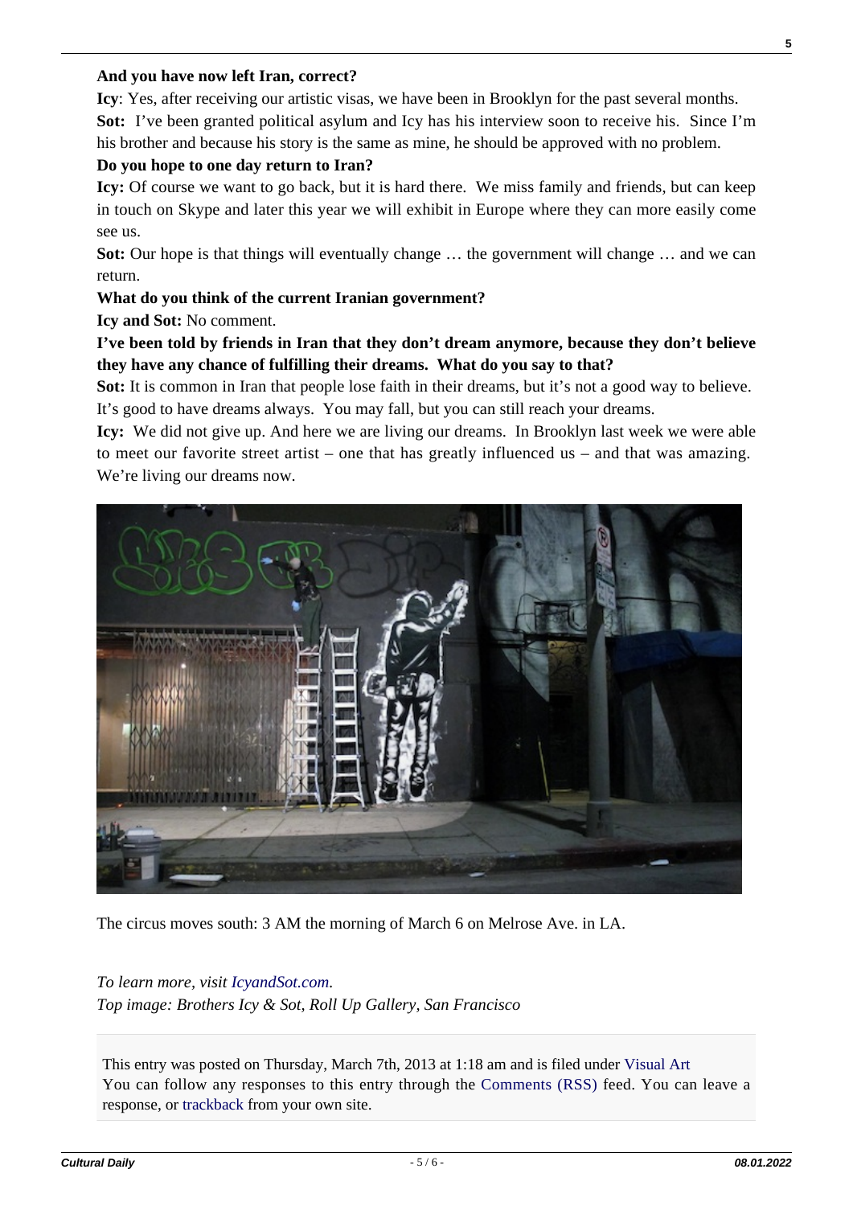**And you have now left Iran, correct?**

**Icy**: Yes, after receiving our artistic visas, we have been in Brooklyn for the past several months.

**Sot:** I've been granted political asylum and Icy has his interview soon to receive his. Since I'm his brother and because his story is the same as mine, he should be approved with no problem.

**Do you hope to one day return to Iran?**

**Icy:** Of course we want to go back, but it is hard there. We miss family and friends, but can keep in touch on Skype and later this year we will exhibit in Europe where they can more easily come see us.

**Sot:** Our hope is that things will eventually change … the government will change … and we can return.

**What do you think of the current Iranian government?**

**Icy and Sot:** No comment.

**I've been told by friends in Iran that they don't dream anymore, because they don't believe they have any chance of fulfilling their dreams. What do you say to that?**

**Sot:** It is common in Iran that people lose faith in their dreams, but it's not a good way to believe. It's good to have dreams always. You may fall, but you can still reach your dreams.

**Icy:** We did not give up. And here we are living our dreams. In Brooklyn last week we were able to meet our favorite street artist – one that has greatly influenced us – and that was amazing. We're living our dreams now.

The circus moves south: 3 AM the morning of March 6 on Melrose Ave. in LA.

*To learn more, visit IcyandSot.com.*
*Top image: Brothers Icy & Sot, Roll Up Gallery, San Francisco*

This entry was posted on Thursday, March 7th, 2013 at 1:18 am and is filed under Visual Art
You can follow any responses to this entry through the Comments (RSS) feed. You can leave a response, or trackback from your own site.